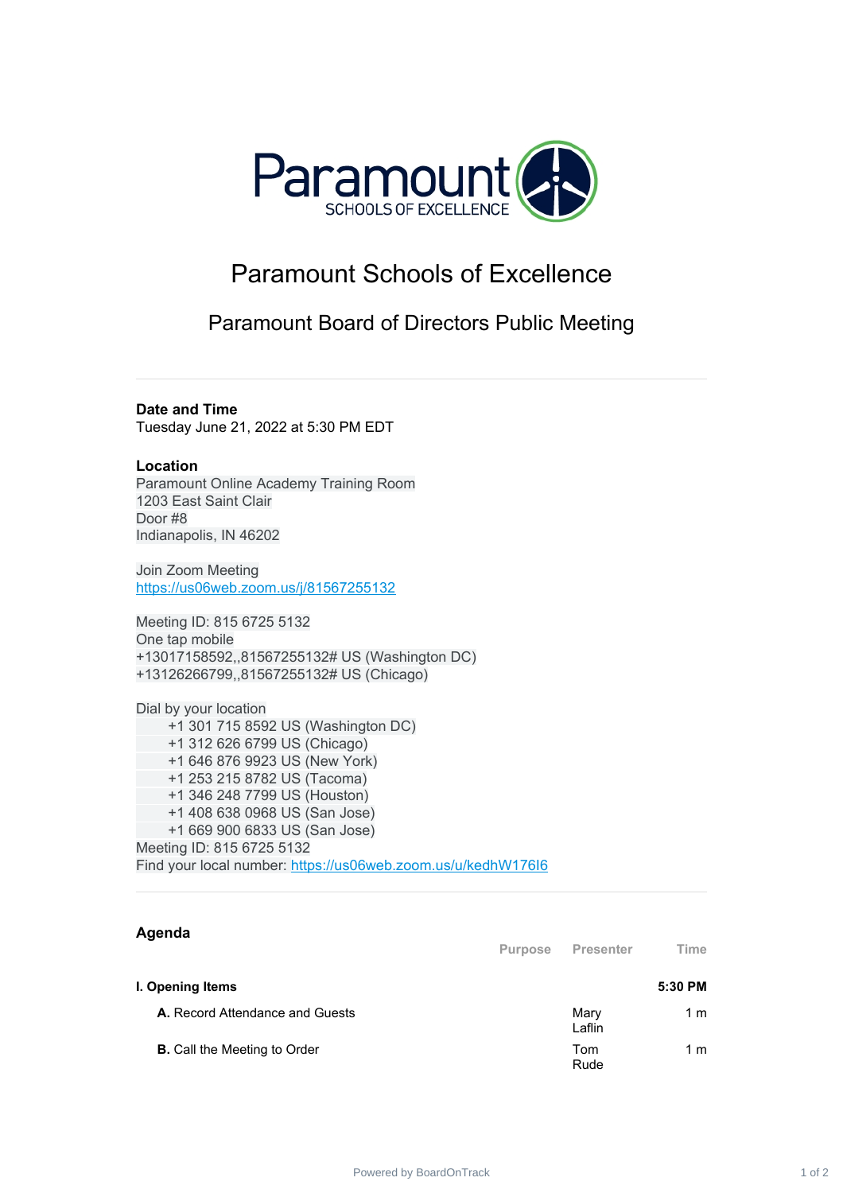# Paramount Schools of Excellence

## Paramount Board of Directors Public Meeting

---

**Date and Time**

Tuesday June 21, 2022 at 5:30 PM EDT

**Location**

Paramount Online Academy Training Room
1203 East Saint Clair
Door #8
Indianapolis, IN 46202

Join Zoom Meeting
https://us06web.zoom.us/j/81567255132

Meeting ID: 815 6725 5132
One tap mobile
+13017158592,,81567255132# US (Washington DC)
+13126266799,,81567255132# US (Chicago)

Dial by your location
+1 301 715 8592 US (Washington DC)
+1 312 626 6799 US (Chicago)
+1 646 876 9923 US (New York)
+1 253 215 8782 US (Tacoma)
+1 346 248 7799 US (Houston)
+1 408 638 0968 US (San Jose)
+1 669 900 6833 US (San Jose)
Meeting ID: 815 6725 5132
Find your local number: https://us06web.zoom.us/u/kedhW176I6

---

## Agenda

| | Purpose | Presenter | Time |
|---|---|---|---|
| **I. Opening Items** | | | **5:30 PM** |
| **A.** Record Attendance and Guests | | Mary Laflin | 1 m |
| **B.** Call the Meeting to Order | | Tom Rude | 1 m |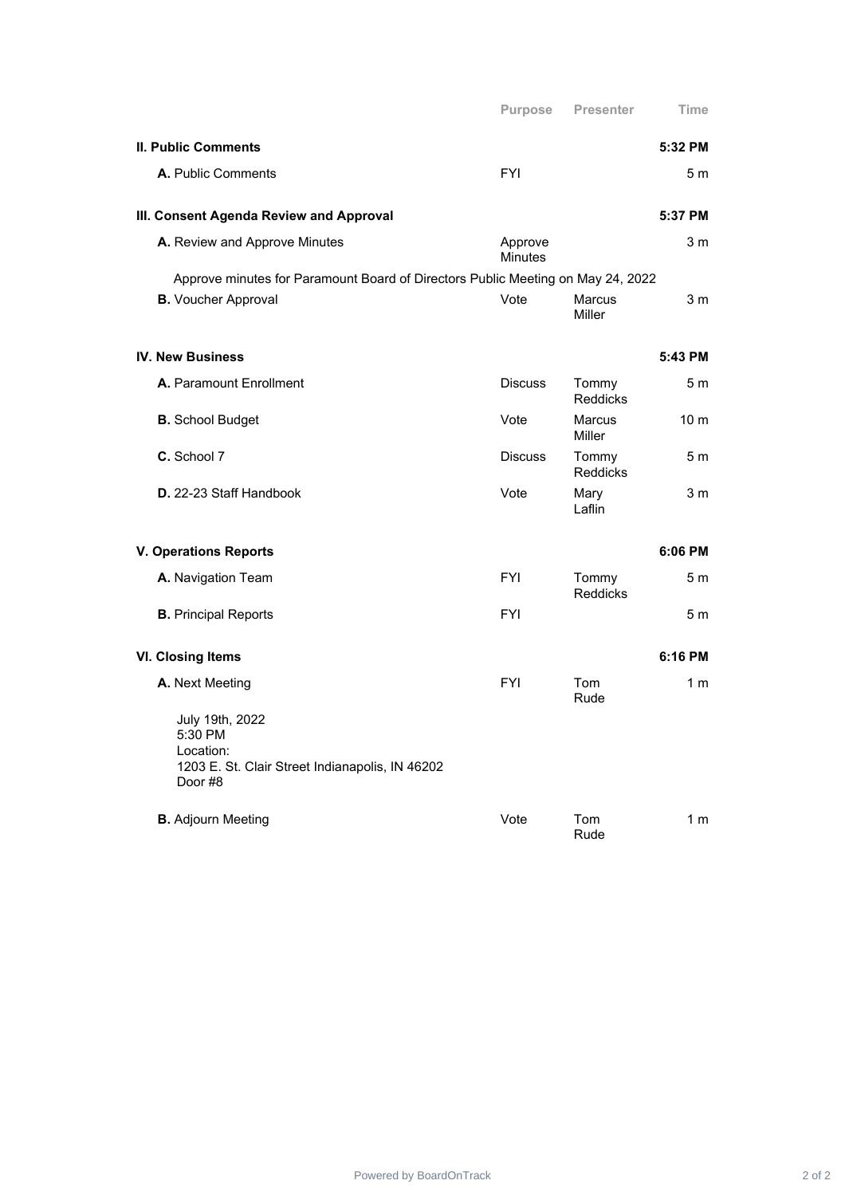| | Purpose | Presenter | Time |
|---|---|---|---|
| **II. Public Comments** | | | **5:32 PM** |
| **A.** Public Comments | FYI | | 5 m |
| **III. Consent Agenda Review and Approval** | | | **5:37 PM** |
| **A.** Review and Approve Minutes | Approve Minutes | | 3 m |
| Approve minutes for Paramount Board of Directors Public Meeting on May 24, 2022 | | | |
| **B.** Voucher Approval | Vote | Marcus Miller | 3 m |
| **IV. New Business** | | | **5:43 PM** |
| **A.** Paramount Enrollment | Discuss | Tommy Reddicks | 5 m |
| **B.** School Budget | Vote | Marcus Miller | 10 m |
| **C.** School 7 | Discuss | Tommy Reddicks | 5 m |
| **D.** 22-23 Staff Handbook | Vote | Mary Laflin | 3 m |
| **V. Operations Reports** | | | **6:06 PM** |
| **A.** Navigation Team | FYI | Tommy Reddicks | 5 m |
| **B.** Principal Reports | FYI | | 5 m |
| **VI. Closing Items** | | | **6:16 PM** |
| **A.** Next Meeting | FYI | Tom Rude | 1 m |
| July 19th, 2022<br>5:30 PM<br>Location:<br>1203 E. St. Clair Street Indianapolis, IN 46202<br>Door #8 | | | |
| **B.** Adjourn Meeting | Vote | Tom Rude | 1 m |